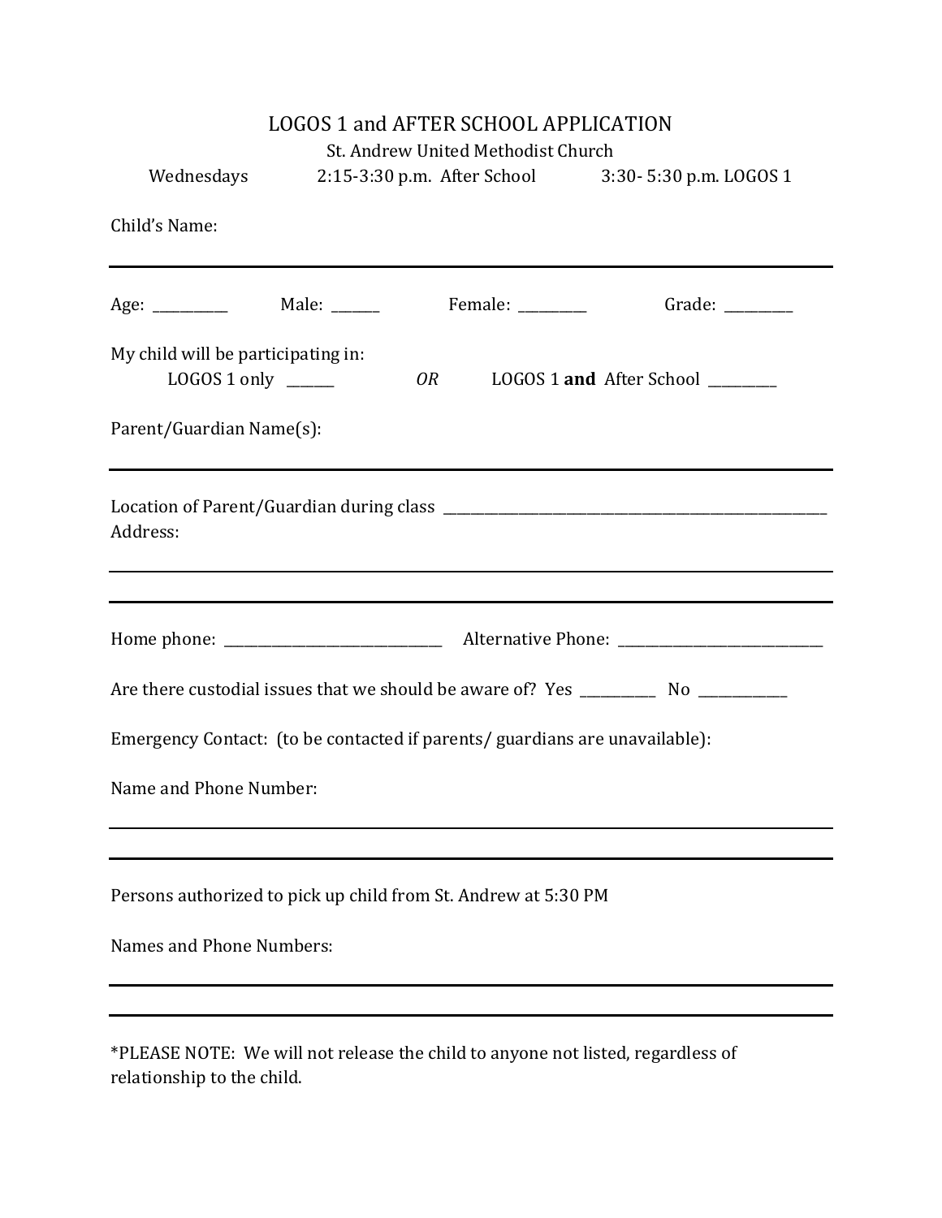# LOGOS 1 and AFTER SCHOOL APPLICATION

St. Andrew United Methodist Church

Wednesdays 2:15-3:30 p.m. After School 3:30- 5:30 p.m. LOGOS 1

Child's Name:

---

Age: __________ Male: ______ Female: _________ Grade: _________

My child will be participating in:

LOGOS 1 only ______ *OR* LOGOS 1 **and** After School _________

Parent/Guardian Name(s):

---

Location of Parent/Guardian during class ________________________________________________________

Address:

---

---

Home phone: ______________________________ Alternative Phone: ____________________________

Are there custodial issues that we should be aware of? Yes __________ No ____________

Emergency Contact: (to be contacted if parents/ guardians are unavailable):

Name and Phone Number:

---

---

Persons authorized to pick up child from St. Andrew at 5:30 PM

Names and Phone Numbers:

---

---

*PLEASE NOTE: We will not release the child to anyone not listed, regardless of relationship to the child.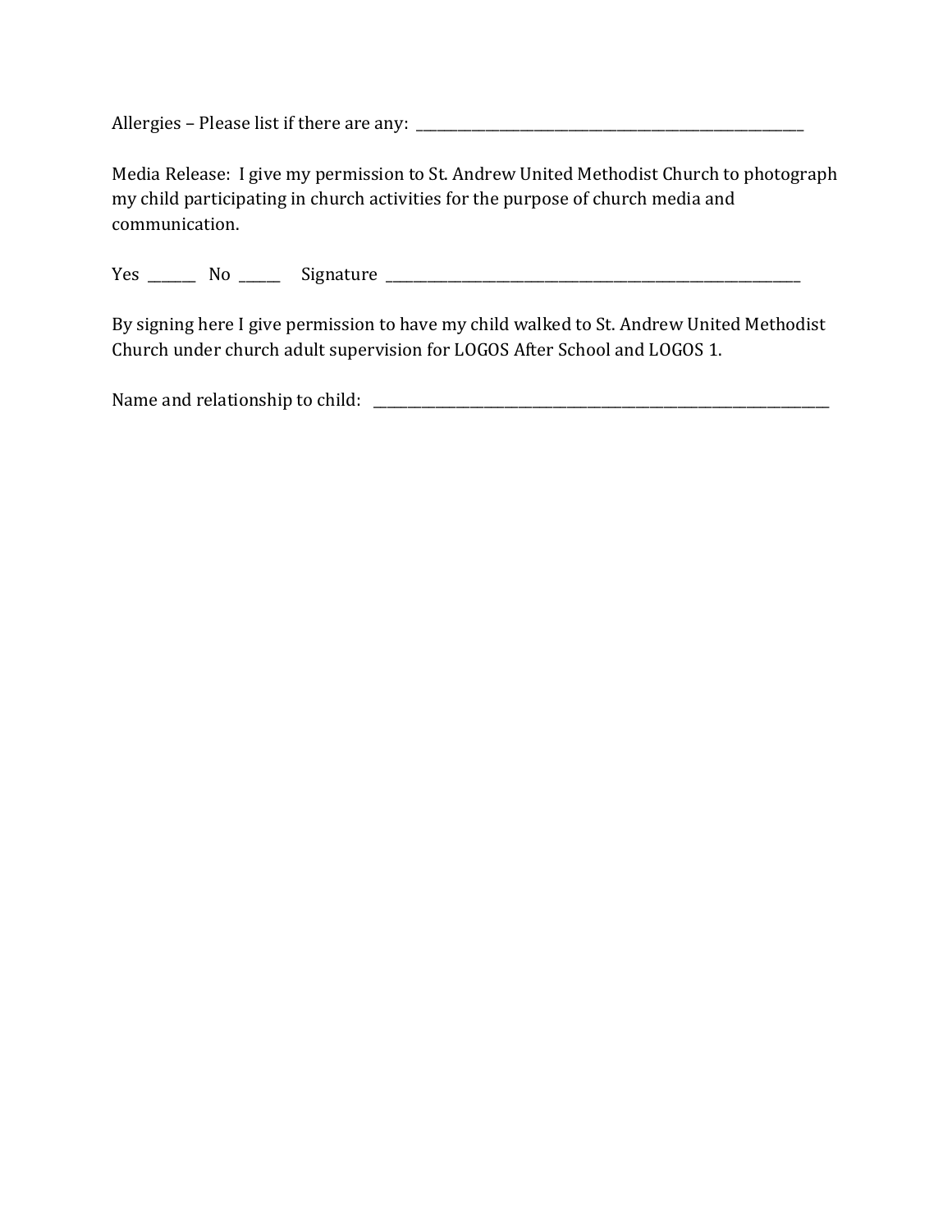Allergies – Please list if there are any: ___________________________________________________________

Media Release: I give my permission to St. Andrew United Methodist Church to photograph my child participating in church activities for the purpose of church media and communication.

Yes _______ No ______ Signature _______________________________________________________________

By signing here I give permission to have my child walked to St. Andrew United Methodist Church under church adult supervision for LOGOS After School and LOGOS 1.

Name and relationship to child: _______________________________________________________________________